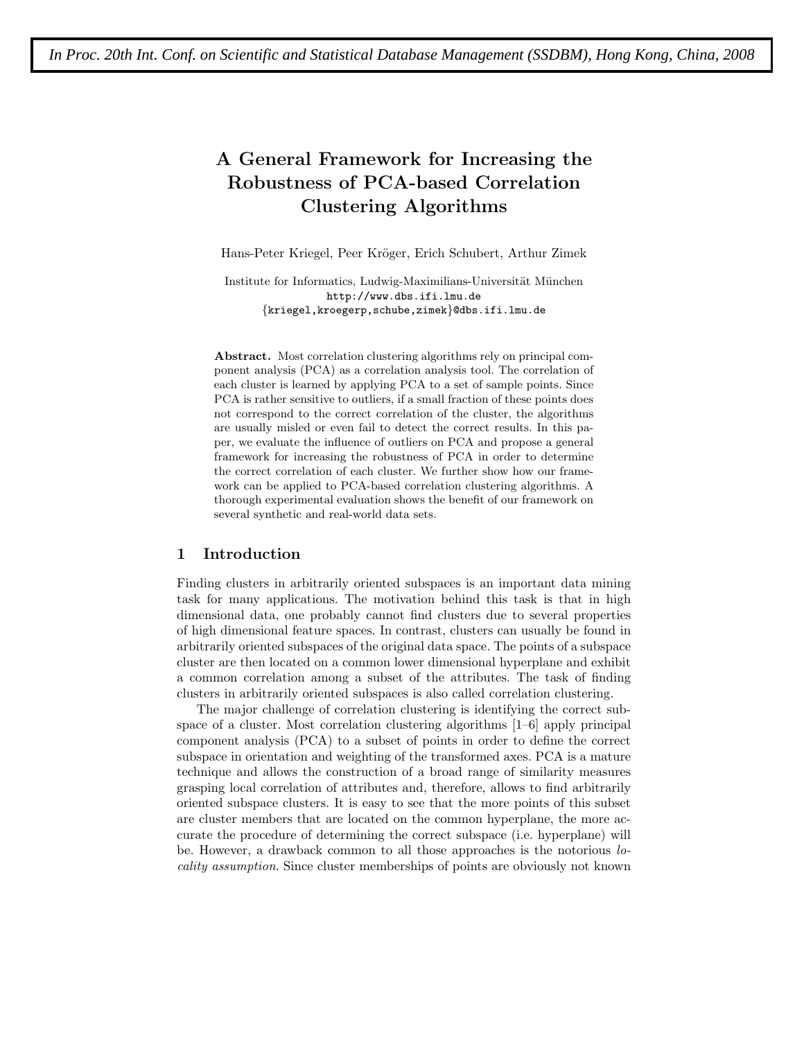In Proc. 20th Int. Conf. on Scientific and Statistical Database Management (SSDBM), Hong Kong, China, 2008

# A General Framework for Increasing the Robustness of PCA-based Correlation Clustering Algorithms

Hans-Peter Kriegel, Peer Kröger, Erich Schubert, Arthur Zimek

Institute for Informatics, Ludwig-Maximilians-Universität München
http://www.dbs.ifi.lmu.de
{kriegel,kroegerp,schube,zimek}@dbs.ifi.lmu.de

**Abstract.** Most correlation clustering algorithms rely on principal component analysis (PCA) as a correlation analysis tool. The correlation of each cluster is learned by applying PCA to a set of sample points. Since PCA is rather sensitive to outliers, if a small fraction of these points does not correspond to the correct correlation of the cluster, the algorithms are usually misled or even fail to detect the correct results. In this paper, we evaluate the influence of outliers on PCA and propose a general framework for increasing the robustness of PCA in order to determine the correct correlation of each cluster. We further show how our framework can be applied to PCA-based correlation clustering algorithms. A thorough experimental evaluation shows the benefit of our framework on several synthetic and real-world data sets.

## 1 Introduction

Finding clusters in arbitrarily oriented subspaces is an important data mining task for many applications. The motivation behind this task is that in high dimensional data, one probably cannot find clusters due to several properties of high dimensional feature spaces. In contrast, clusters can usually be found in arbitrarily oriented subspaces of the original data space. The points of a subspace cluster are then located on a common lower dimensional hyperplane and exhibit a common correlation among a subset of the attributes. The task of finding clusters in arbitrarily oriented subspaces is also called correlation clustering.

The major challenge of correlation clustering is identifying the correct subspace of a cluster. Most correlation clustering algorithms [1–6] apply principal component analysis (PCA) to a subset of points in order to define the correct subspace in orientation and weighting of the transformed axes. PCA is a mature technique and allows the construction of a broad range of similarity measures grasping local correlation of attributes and, therefore, allows to find arbitrarily oriented subspace clusters. It is easy to see that the more points of this subset are cluster members that are located on the common hyperplane, the more accurate the procedure of determining the correct subspace (i.e. hyperplane) will be. However, a drawback common to all those approaches is the notorious *locality assumption*. Since cluster memberships of points are obviously not known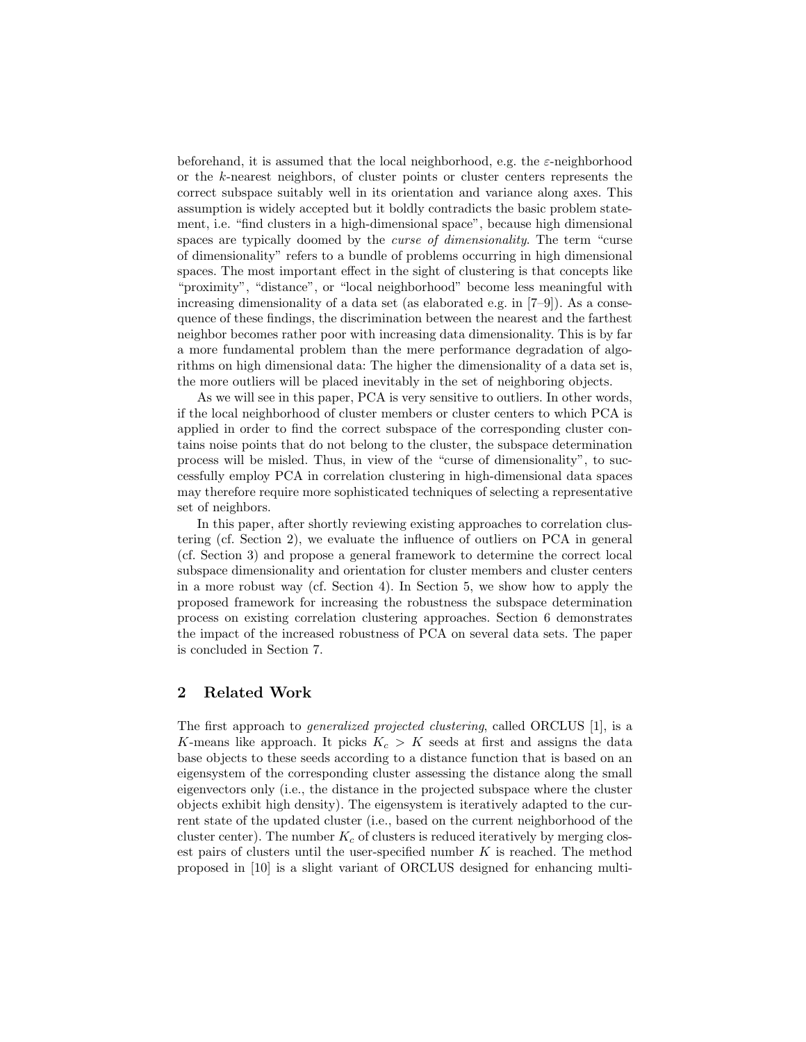beforehand, it is assumed that the local neighborhood, e.g. the $\varepsilon$-neighborhood or the $k$-nearest neighbors, of cluster points or cluster centers represents the correct subspace suitably well in its orientation and variance along axes. This assumption is widely accepted but it boldly contradicts the basic problem statement, i.e. "find clusters in a high-dimensional space", because high dimensional spaces are typically doomed by the *curse of dimensionality*. The term "curse of dimensionality" refers to a bundle of problems occurring in high dimensional spaces. The most important effect in the sight of clustering is that concepts like "proximity", "distance", or "local neighborhood" become less meaningful with increasing dimensionality of a data set (as elaborated e.g. in [7–9]). As a consequence of these findings, the discrimination between the nearest and the farthest neighbor becomes rather poor with increasing data dimensionality. This is by far a more fundamental problem than the mere performance degradation of algorithms on high dimensional data: The higher the dimensionality of a data set is, the more outliers will be placed inevitably in the set of neighboring objects.

As we will see in this paper, PCA is very sensitive to outliers. In other words, if the local neighborhood of cluster members or cluster centers to which PCA is applied in order to find the correct subspace of the corresponding cluster contains noise points that do not belong to the cluster, the subspace determination process will be misled. Thus, in view of the "curse of dimensionality", to successfully employ PCA in correlation clustering in high-dimensional data spaces may therefore require more sophisticated techniques of selecting a representative set of neighbors.

In this paper, after shortly reviewing existing approaches to correlation clustering (cf. Section 2), we evaluate the influence of outliers on PCA in general (cf. Section 3) and propose a general framework to determine the correct local subspace dimensionality and orientation for cluster members and cluster centers in a more robust way (cf. Section 4). In Section 5, we show how to apply the proposed framework for increasing the robustness the subspace determination process on existing correlation clustering approaches. Section 6 demonstrates the impact of the increased robustness of PCA on several data sets. The paper is concluded in Section 7.

## 2 Related Work

The first approach to *generalized projected clustering*, called ORCLUS [1], is a $K$-means like approach. It picks $K_c > K$ seeds at first and assigns the data base objects to these seeds according to a distance function that is based on an eigensystem of the corresponding cluster assessing the distance along the small eigenvectors only (i.e., the distance in the projected subspace where the cluster objects exhibit high density). The eigensystem is iteratively adapted to the current state of the updated cluster (i.e., based on the current neighborhood of the cluster center). The number $K_c$ of clusters is reduced iteratively by merging closest pairs of clusters until the user-specified number $K$ is reached. The method proposed in [10] is a slight variant of ORCLUS designed for enhancing multi-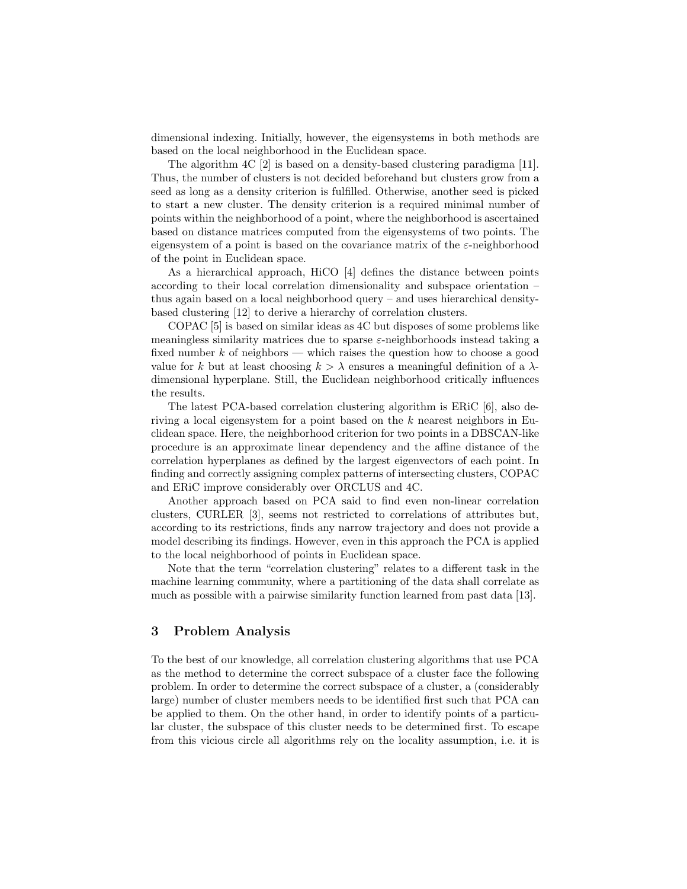dimensional indexing. Initially, however, the eigensystems in both methods are based on the local neighborhood in the Euclidean space.

The algorithm 4C [2] is based on a density-based clustering paradigma [11]. Thus, the number of clusters is not decided beforehand but clusters grow from a seed as long as a density criterion is fulfilled. Otherwise, another seed is picked to start a new cluster. The density criterion is a required minimal number of points within the neighborhood of a point, where the neighborhood is ascertained based on distance matrices computed from the eigensystems of two points. The eigensystem of a point is based on the covariance matrix of the $\varepsilon$-neighborhood of the point in Euclidean space.

As a hierarchical approach, HiCO [4] defines the distance between points according to their local correlation dimensionality and subspace orientation – thus again based on a local neighborhood query – and uses hierarchical density-based clustering [12] to derive a hierarchy of correlation clusters.

COPAC [5] is based on similar ideas as 4C but disposes of some problems like meaningless similarity matrices due to sparse $\varepsilon$-neighborhoods instead taking a fixed number $k$ of neighbors — which raises the question how to choose a good value for $k$ but at least choosing $k > \lambda$ ensures a meaningful definition of a $\lambda$-dimensional hyperplane. Still, the Euclidean neighborhood critically influences the results.

The latest PCA-based correlation clustering algorithm is ERiC [6], also deriving a local eigensystem for a point based on the $k$ nearest neighbors in Euclidean space. Here, the neighborhood criterion for two points in a DBSCAN-like procedure is an approximate linear dependency and the affine distance of the correlation hyperplanes as defined by the largest eigenvectors of each point. In finding and correctly assigning complex patterns of intersecting clusters, COPAC and ERiC improve considerably over ORCLUS and 4C.

Another approach based on PCA said to find even non-linear correlation clusters, CURLER [3], seems not restricted to correlations of attributes but, according to its restrictions, finds any narrow trajectory and does not provide a model describing its findings. However, even in this approach the PCA is applied to the local neighborhood of points in Euclidean space.

Note that the term "correlation clustering" relates to a different task in the machine learning community, where a partitioning of the data shall correlate as much as possible with a pairwise similarity function learned from past data [13].

## 3 Problem Analysis

To the best of our knowledge, all correlation clustering algorithms that use PCA as the method to determine the correct subspace of a cluster face the following problem. In order to determine the correct subspace of a cluster, a (considerably large) number of cluster members needs to be identified first such that PCA can be applied to them. On the other hand, in order to identify points of a particular cluster, the subspace of this cluster needs to be determined first. To escape from this vicious circle all algorithms rely on the locality assumption, i.e. it is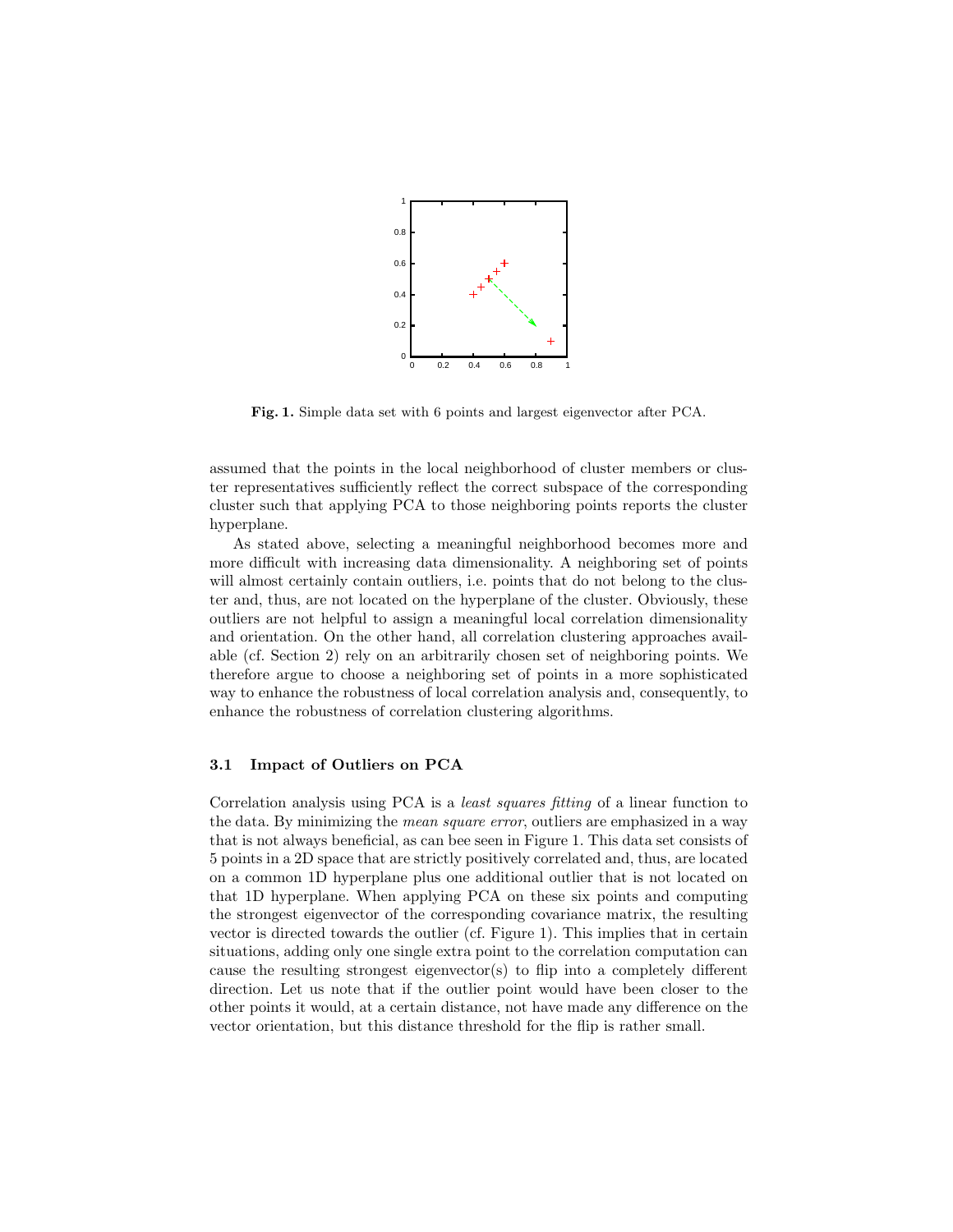**Fig. 1.** Simple data set with 6 points and largest eigenvector after PCA.

assumed that the points in the local neighborhood of cluster members or cluster representatives sufficiently reflect the correct subspace of the corresponding cluster such that applying PCA to those neighboring points reports the cluster hyperplane.

As stated above, selecting a meaningful neighborhood becomes more and more difficult with increasing data dimensionality. A neighboring set of points will almost certainly contain outliers, i.e. points that do not belong to the cluster and, thus, are not located on the hyperplane of the cluster. Obviously, these outliers are not helpful to assign a meaningful local correlation dimensionality and orientation. On the other hand, all correlation clustering approaches available (cf. Section 2) rely on an arbitrarily chosen set of neighboring points. We therefore argue to choose a neighboring set of points in a more sophisticated way to enhance the robustness of local correlation analysis and, consequently, to enhance the robustness of correlation clustering algorithms.

### 3.1 Impact of Outliers on PCA

Correlation analysis using PCA is a *least squares fitting* of a linear function to the data. By minimizing the *mean square error*, outliers are emphasized in a way that is not always beneficial, as can bee seen in Figure 1. This data set consists of 5 points in a 2D space that are strictly positively correlated and, thus, are located on a common 1D hyperplane plus one additional outlier that is not located on that 1D hyperplane. When applying PCA on these six points and computing the strongest eigenvector of the corresponding covariance matrix, the resulting vector is directed towards the outlier (cf. Figure 1). This implies that in certain situations, adding only one single extra point to the correlation computation can cause the resulting strongest eigenvector(s) to flip into a completely different direction. Let us note that if the outlier point would have been closer to the other points it would, at a certain distance, not have made any difference on the vector orientation, but this distance threshold for the flip is rather small.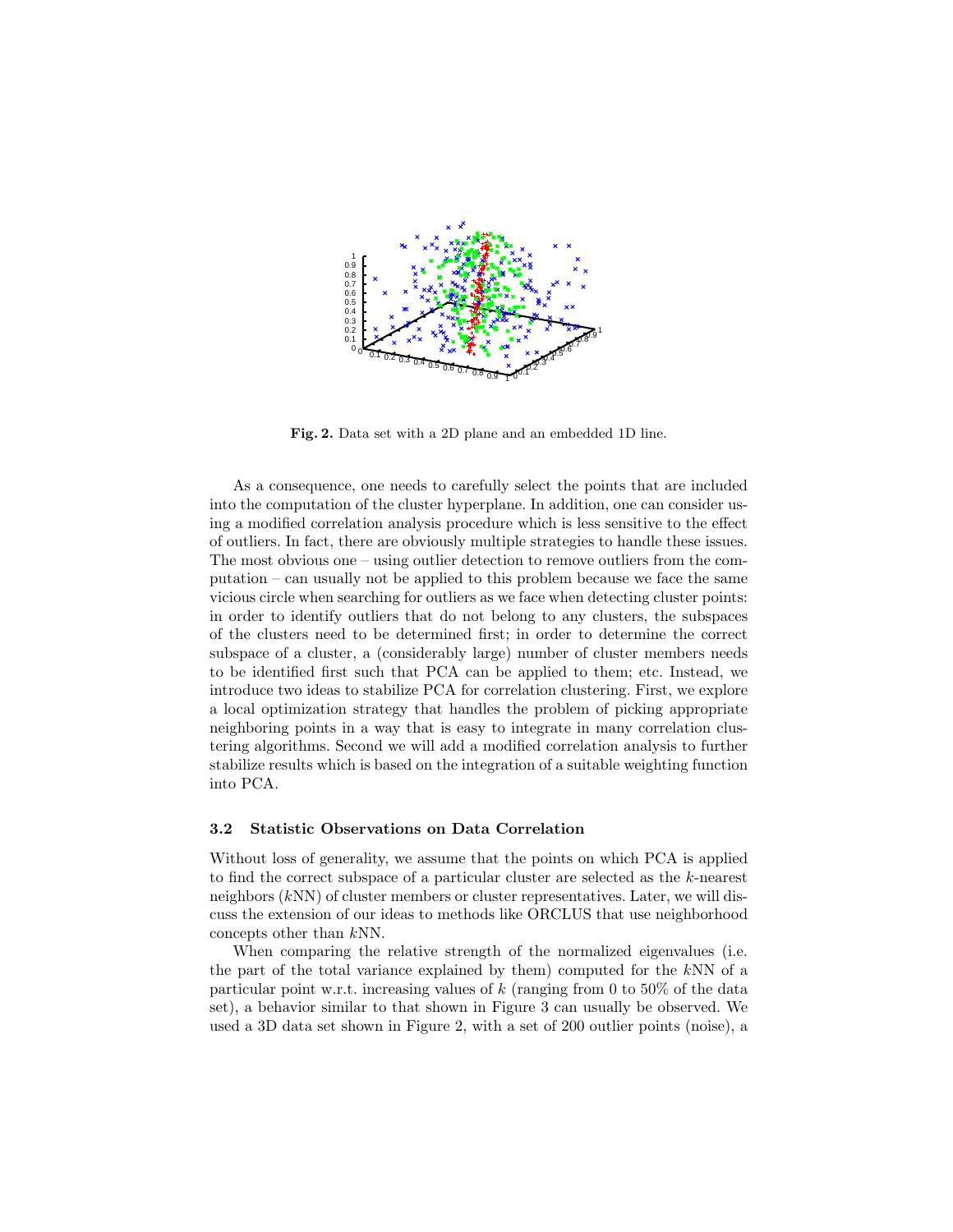0
0.1
0.2
0.3
0.4
0.5
0.6
0.7
0.8
0.9
1

0
0.1
0.2
0.3
0.4
0.5
0.6
0.7
0.8
0.9
1

0
0.1
0.2
0.3
0.4
0.5
0.6
0.7
0.8
0.9
1

**Fig. 2.** Data set with a 2D plane and an embedded 1D line.

As a consequence, one needs to carefully select the points that are included into the computation of the cluster hyperplane. In addition, one can consider using a modified correlation analysis procedure which is less sensitive to the effect of outliers. In fact, there are obviously multiple strategies to handle these issues. The most obvious one – using outlier detection to remove outliers from the computation – can usually not be applied to this problem because we face the same vicious circle when searching for outliers as we face when detecting cluster points: in order to identify outliers that do not belong to any clusters, the subspaces of the clusters need to be determined first; in order to determine the correct subspace of a cluster, a (considerably large) number of cluster members needs to be identified first such that PCA can be applied to them; etc. Instead, we introduce two ideas to stabilize PCA for correlation clustering. First, we explore a local optimization strategy that handles the problem of picking appropriate neighboring points in a way that is easy to integrate in many correlation clustering algorithms. Second we will add a modified correlation analysis to further stabilize results which is based on the integration of a suitable weighting function into PCA.

### 3.2 Statistic Observations on Data Correlation

Without loss of generality, we assume that the points on which PCA is applied to find the correct subspace of a particular cluster are selected as the $k$-nearest neighbors ($k$NN) of cluster members or cluster representatives. Later, we will discuss the extension of our ideas to methods like ORCLUS that use neighborhood concepts other than $k$NN.

When comparing the relative strength of the normalized eigenvalues (i.e. the part of the total variance explained by them) computed for the $k$NN of a particular point w.r.t. increasing values of $k$ (ranging from 0 to 50% of the data set), a behavior similar to that shown in Figure 3 can usually be observed. We used a 3D data set shown in Figure 2, with a set of 200 outlier points (noise), a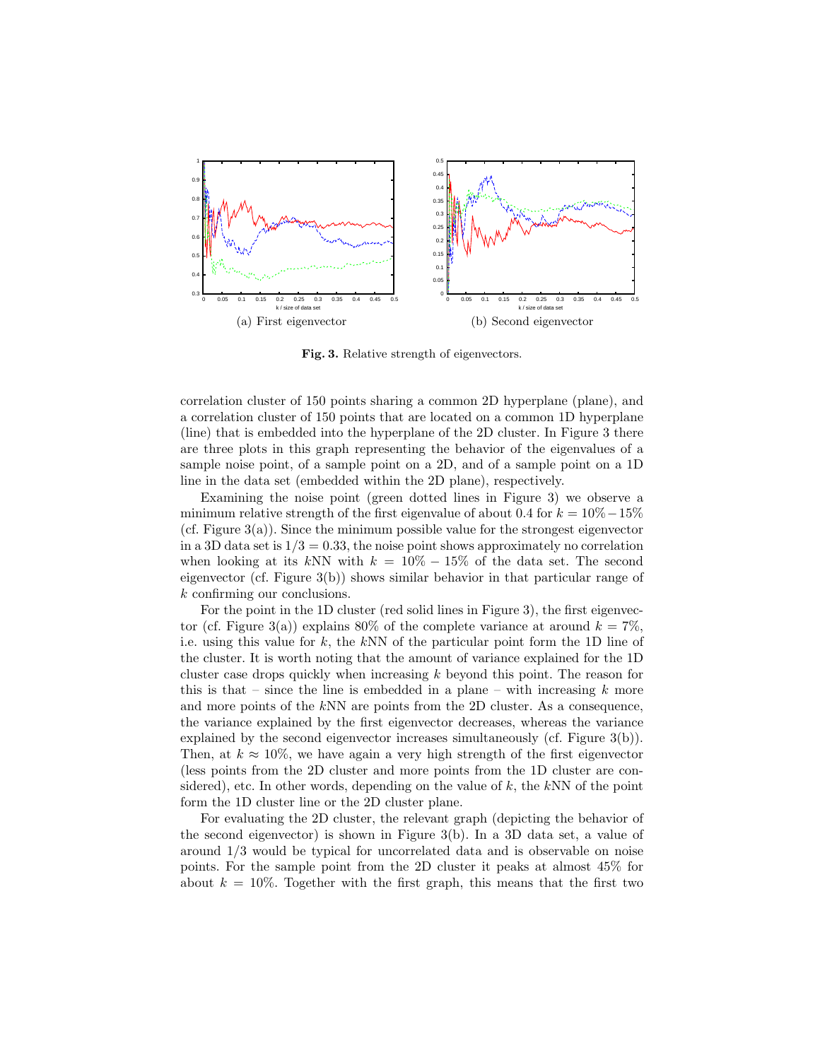(a) First eigenvector

(b) Second eigenvector

**Fig. 3.** Relative strength of eigenvectors.

correlation cluster of 150 points sharing a common 2D hyperplane (plane), and a correlation cluster of 150 points that are located on a common 1D hyperplane (line) that is embedded into the hyperplane of the 2D cluster. In Figure 3 there are three plots in this graph representing the behavior of the eigenvalues of a sample noise point, of a sample point on a 2D, and of a sample point on a 1D line in the data set (embedded within the 2D plane), respectively.

Examining the noise point (green dotted lines in Figure 3) we observe a minimum relative strength of the first eigenvalue of about 0.4 for $k = 10\% - 15\%$ (cf. Figure 3(a)). Since the minimum possible value for the strongest eigenvector in a 3D data set is $1/3 = 0.33$, the noise point shows approximately no correlation when looking at its $k$NN with $k = 10\% - 15\%$ of the data set. The second eigenvector (cf. Figure 3(b)) shows similar behavior in that particular range of $k$ confirming our conclusions.

For the point in the 1D cluster (red solid lines in Figure 3), the first eigenvector (cf. Figure 3(a)) explains 80% of the complete variance at around $k = 7\%$, i.e. using this value for $k$, the $k$NN of the particular point form the 1D line of the cluster. It is worth noting that the amount of variance explained for the 1D cluster case drops quickly when increasing $k$ beyond this point. The reason for this is that – since the line is embedded in a plane – with increasing $k$ more and more points of the $k$NN are points from the 2D cluster. As a consequence, the variance explained by the first eigenvector decreases, whereas the variance explained by the second eigenvector increases simultaneously (cf. Figure 3(b)). Then, at $k \approx 10\%$, we have again a very high strength of the first eigenvector (less points from the 2D cluster and more points from the 1D cluster are considered), etc. In other words, depending on the value of $k$, the $k$NN of the point form the 1D cluster line or the 2D cluster plane.

For evaluating the 2D cluster, the relevant graph (depicting the behavior of the second eigenvector) is shown in Figure 3(b). In a 3D data set, a value of around $1/3$ would be typical for uncorrelated data and is observable on noise points. For the sample point from the 2D cluster it peaks at almost 45% for about $k = 10\%$. Together with the first graph, this means that the first two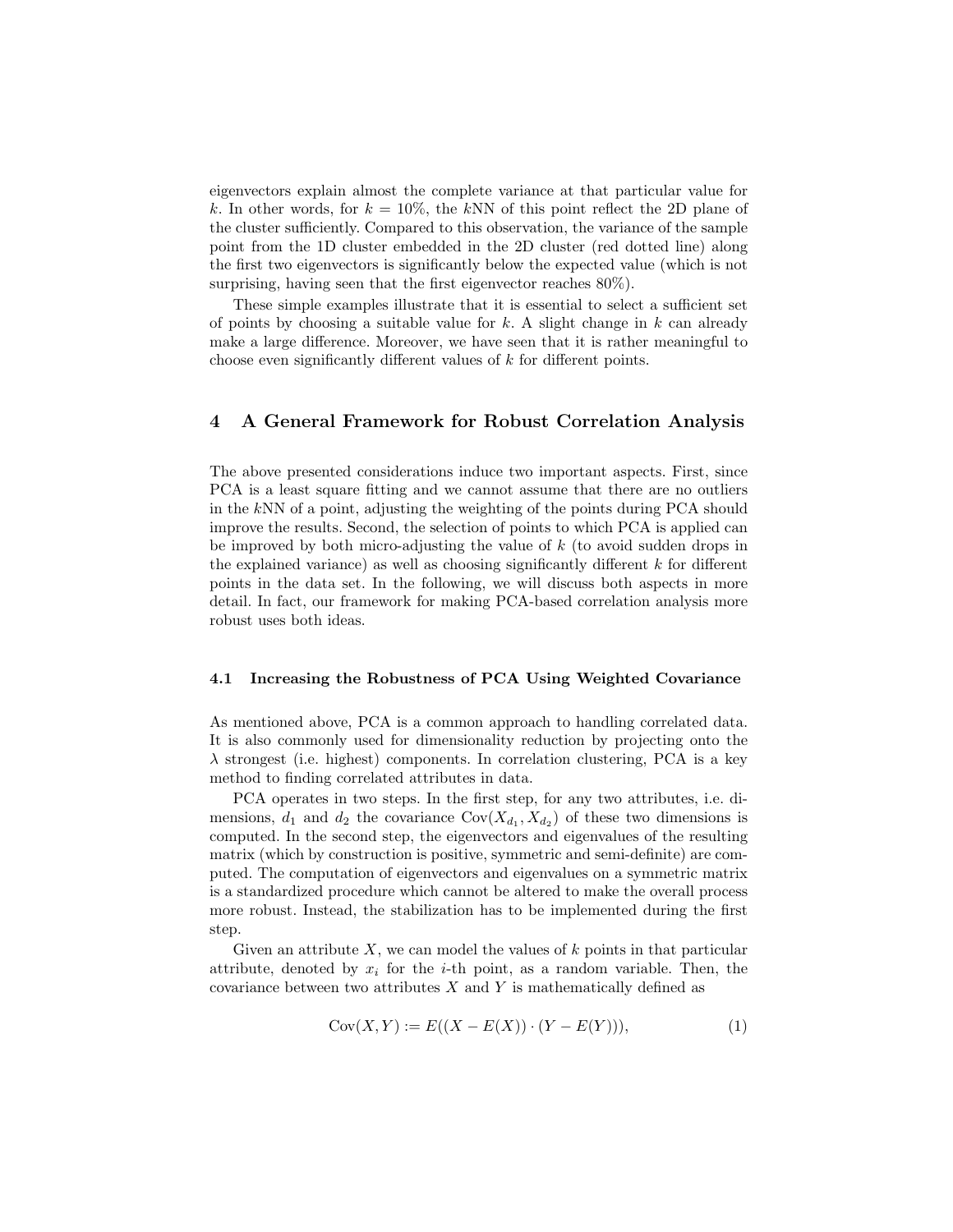eigenvectors explain almost the complete variance at that particular value for $k$. In other words, for $k = 10\%$, the $k$NN of this point reflect the 2D plane of the cluster sufficiently. Compared to this observation, the variance of the sample point from the 1D cluster embedded in the 2D cluster (red dotted line) along the first two eigenvectors is significantly below the expected value (which is not surprising, having seen that the first eigenvector reaches 80%).

These simple examples illustrate that it is essential to select a sufficient set of points by choosing a suitable value for $k$. A slight change in $k$ can already make a large difference. Moreover, we have seen that it is rather meaningful to choose even significantly different values of $k$ for different points.

## 4 A General Framework for Robust Correlation Analysis

The above presented considerations induce two important aspects. First, since PCA is a least square fitting and we cannot assume that there are no outliers in the $k$NN of a point, adjusting the weighting of the points during PCA should improve the results. Second, the selection of points to which PCA is applied can be improved by both micro-adjusting the value of $k$ (to avoid sudden drops in the explained variance) as well as choosing significantly different $k$ for different points in the data set. In the following, we will discuss both aspects in more detail. In fact, our framework for making PCA-based correlation analysis more robust uses both ideas.

### 4.1 Increasing the Robustness of PCA Using Weighted Covariance

As mentioned above, PCA is a common approach to handling correlated data. It is also commonly used for dimensionality reduction by projecting onto the $\lambda$ strongest (i.e. highest) components. In correlation clustering, PCA is a key method to finding correlated attributes in data.

PCA operates in two steps. In the first step, for any two attributes, i.e. dimensions, $d_1$ and $d_2$ the covariance $\mathrm{Cov}(X_{d_1}, X_{d_2})$ of these two dimensions is computed. In the second step, the eigenvectors and eigenvalues of the resulting matrix (which by construction is positive, symmetric and semi-definite) are computed. The computation of eigenvectors and eigenvalues on a symmetric matrix is a standardized procedure which cannot be altered to make the overall process more robust. Instead, the stabilization has to be implemented during the first step.

Given an attribute $X$, we can model the values of $k$ points in that particular attribute, denoted by $x_i$ for the $i$-th point, as a random variable. Then, the covariance between two attributes $X$ and $Y$ is mathematically defined as

$$\mathrm{Cov}(X, Y) := E((X - E(X)) \cdot (Y - E(Y))), \tag{1}$$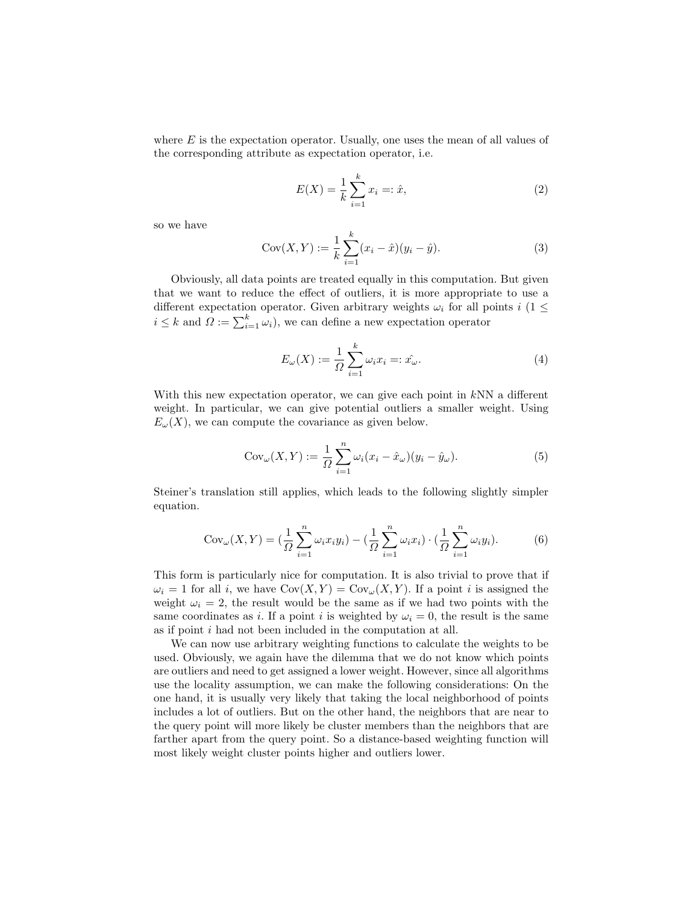where $E$ is the expectation operator. Usually, one uses the mean of all values of the corresponding attribute as expectation operator, i.e.

$$E(X) = \frac{1}{k}\sum_{i=1}^{k} x_i =: \hat{x}, \tag{2}$$

so we have

$$\mathrm{Cov}(X,Y) := \frac{1}{k}\sum_{i=1}^{k}(x_i - \hat{x})(y_i - \hat{y}). \tag{3}$$

Obviously, all data points are treated equally in this computation. But given that we want to reduce the effect of outliers, it is more appropriate to use a different expectation operator. Given arbitrary weights $\omega_i$ for all points $i$ ($1 \leq i \leq k$ and $\Omega := \sum_{i=1}^{k} \omega_i$), we can define a new expectation operator

$$E_\omega(X) := \frac{1}{\Omega}\sum_{i=1}^{k} \omega_i x_i =: \hat{x_\omega}. \tag{4}$$

With this new expectation operator, we can give each point in $k$NN a different weight. In particular, we can give potential outliers a smaller weight. Using $E_\omega(X)$, we can compute the covariance as given below.

$$\mathrm{Cov}_\omega(X,Y) := \frac{1}{\Omega}\sum_{i=1}^{n} \omega_i (x_i - \hat{x}_\omega)(y_i - \hat{y}_\omega). \tag{5}$$

Steiner's translation still applies, which leads to the following slightly simpler equation.

$$\mathrm{Cov}_\omega(X,Y) = \left(\frac{1}{\Omega}\sum_{i=1}^{n} \omega_i x_i y_i\right) - \left(\frac{1}{\Omega}\sum_{i=1}^{n} \omega_i x_i\right) \cdot \left(\frac{1}{\Omega}\sum_{i=1}^{n} \omega_i y_i\right). \tag{6}$$

This form is particularly nice for computation. It is also trivial to prove that if $\omega_i = 1$ for all $i$, we have $\mathrm{Cov}(X,Y) = \mathrm{Cov}_\omega(X,Y)$. If a point $i$ is assigned the weight $\omega_i = 2$, the result would be the same as if we had two points with the same coordinates as $i$. If a point $i$ is weighted by $\omega_i = 0$, the result is the same as if point $i$ had not been included in the computation at all.

We can now use arbitrary weighting functions to calculate the weights to be used. Obviously, we again have the dilemma that we do not know which points are outliers and need to get assigned a lower weight. However, since all algorithms use the locality assumption, we can make the following considerations: On the one hand, it is usually very likely that taking the local neighborhood of points includes a lot of outliers. But on the other hand, the neighbors that are near to the query point will more likely be cluster members than the neighbors that are farther apart from the query point. So a distance-based weighting function will most likely weight cluster points higher and outliers lower.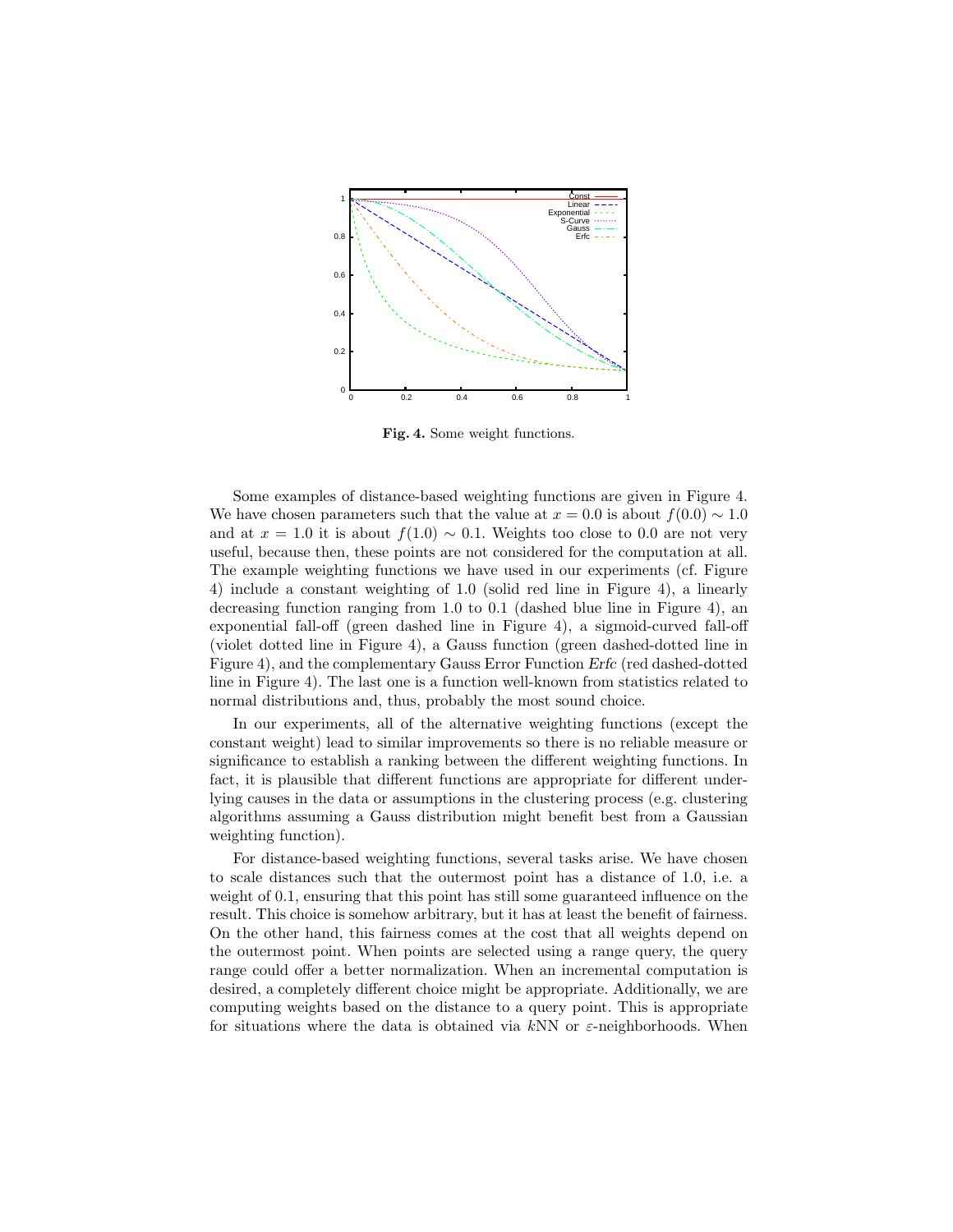**Fig. 4.** Some weight functions.

Some examples of distance-based weighting functions are given in Figure 4. We have chosen parameters such that the value at $x = 0.0$ is about $f(0.0) \sim 1.0$ and at $x = 1.0$ it is about $f(1.0) \sim 0.1$. Weights too close to 0.0 are not very useful, because then, these points are not considered for the computation at all. The example weighting functions we have used in our experiments (cf. Figure 4) include a constant weighting of 1.0 (solid red line in Figure 4), a linearly decreasing function ranging from 1.0 to 0.1 (dashed blue line in Figure 4), an exponential fall-off (green dashed line in Figure 4), a sigmoid-curved fall-off (violet dotted line in Figure 4), a Gauss function (green dashed-dotted line in Figure 4), and the complementary Gauss Error Function *Erfc* (red dashed-dotted line in Figure 4). The last one is a function well-known from statistics related to normal distributions and, thus, probably the most sound choice.

In our experiments, all of the alternative weighting functions (except the constant weight) lead to similar improvements so there is no reliable measure or significance to establish a ranking between the different weighting functions. In fact, it is plausible that different functions are appropriate for different underlying causes in the data or assumptions in the clustering process (e.g. clustering algorithms assuming a Gauss distribution might benefit best from a Gaussian weighting function).

For distance-based weighting functions, several tasks arise. We have chosen to scale distances such that the outermost point has a distance of 1.0, i.e. a weight of 0.1, ensuring that this point has still some guaranteed influence on the result. This choice is somehow arbitrary, but it has at least the benefit of fairness. On the other hand, this fairness comes at the cost that all weights depend on the outermost point. When points are selected using a range query, the query range could offer a better normalization. When an incremental computation is desired, a completely different choice might be appropriate. Additionally, we are computing weights based on the distance to a query point. This is appropriate for situations where the data is obtained via $k$NN or $\varepsilon$-neighborhoods. When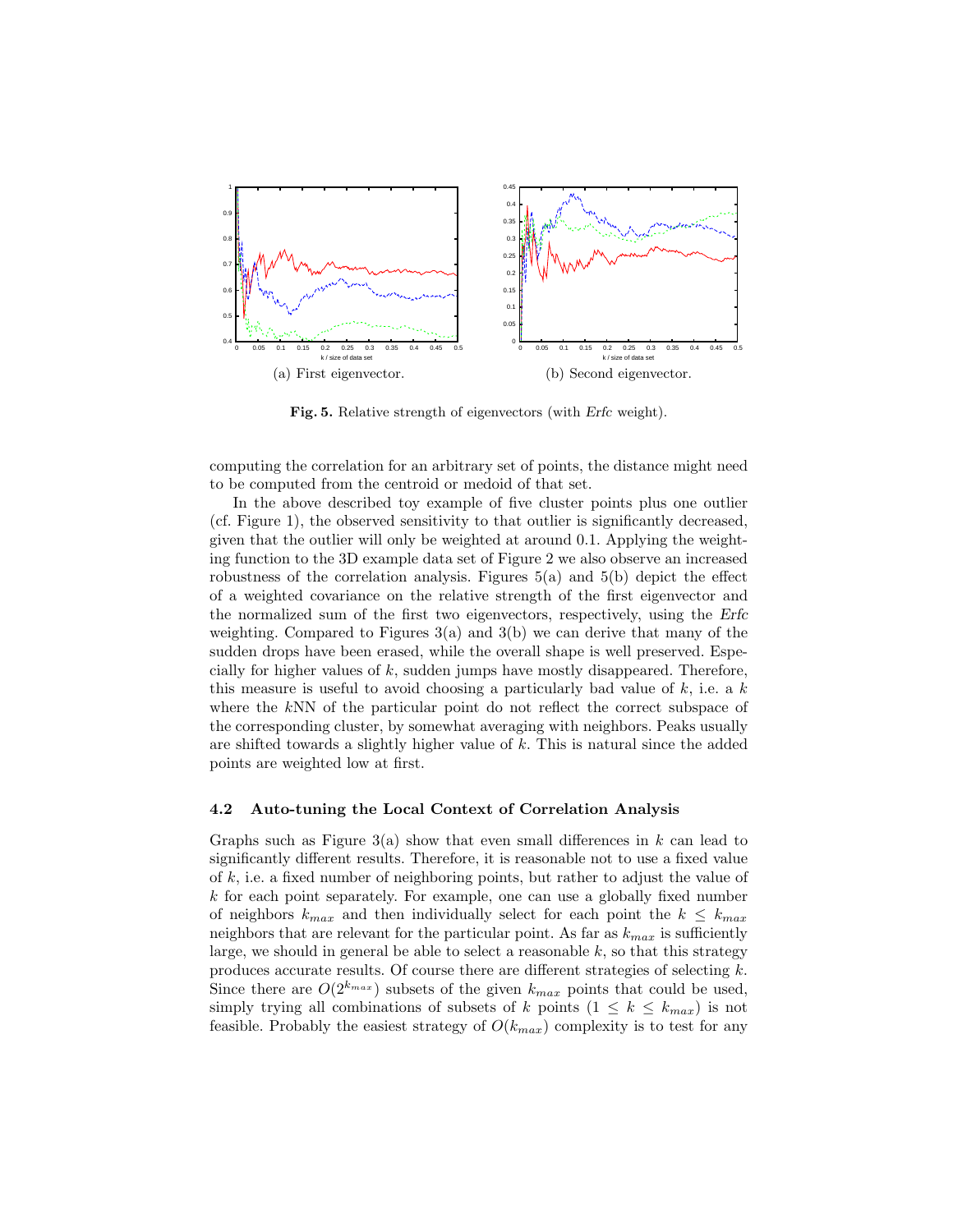(a) First eigenvector.

(b) Second eigenvector.

**Fig. 5.** Relative strength of eigenvectors (with *Erfc* weight).

computing the correlation for an arbitrary set of points, the distance might need to be computed from the centroid or medoid of that set.

In the above described toy example of five cluster points plus one outlier (cf. Figure 1), the observed sensitivity to that outlier is significantly decreased, given that the outlier will only be weighted at around 0.1. Applying the weighting function to the 3D example data set of Figure 2 we also observe an increased robustness of the correlation analysis. Figures 5(a) and 5(b) depict the effect of a weighted covariance on the relative strength of the first eigenvector and the normalized sum of the first two eigenvectors, respectively, using the *Erfc* weighting. Compared to Figures 3(a) and 3(b) we can derive that many of the sudden drops have been erased, while the overall shape is well preserved. Especially for higher values of $k$, sudden jumps have mostly disappeared. Therefore, this measure is useful to avoid choosing a particularly bad value of $k$, i.e. a $k$ where the $k$NN of the particular point do not reflect the correct subspace of the corresponding cluster, by somewhat averaging with neighbors. Peaks usually are shifted towards a slightly higher value of $k$. This is natural since the added points are weighted low at first.

### 4.2 Auto-tuning the Local Context of Correlation Analysis

Graphs such as Figure 3(a) show that even small differences in $k$ can lead to significantly different results. Therefore, it is reasonable not to use a fixed value of $k$, i.e. a fixed number of neighboring points, but rather to adjust the value of $k$ for each point separately. For example, one can use a globally fixed number of neighbors $k_{max}$ and then individually select for each point the $k \leq k_{max}$ neighbors that are relevant for the particular point. As far as $k_{max}$ is sufficiently large, we should in general be able to select a reasonable $k$, so that this strategy produces accurate results. Of course there are different strategies of selecting $k$. Since there are $O(2^{k_{max}})$ subsets of the given $k_{max}$ points that could be used, simply trying all combinations of subsets of $k$ points ($1 \leq k \leq k_{max}$) is not feasible. Probably the easiest strategy of $O(k_{max})$ complexity is to test for any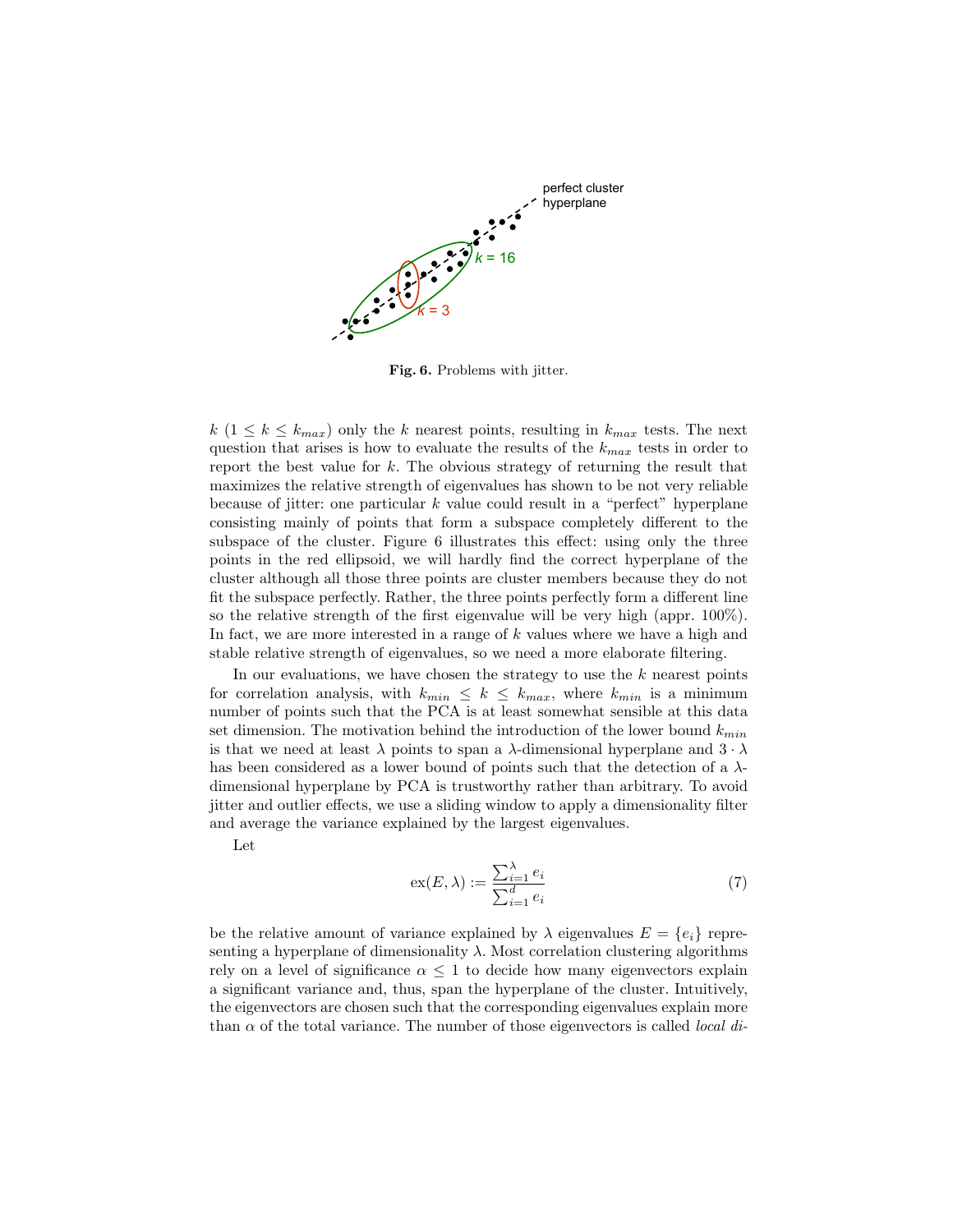Fig. 6. Problems with jitter.

$k$ ($1 \leq k \leq k_{max}$) only the $k$ nearest points, resulting in $k_{max}$ tests. The next question that arises is how to evaluate the results of the $k_{max}$ tests in order to report the best value for $k$. The obvious strategy of returning the result that maximizes the relative strength of eigenvalues has shown to be not very reliable because of jitter: one particular $k$ value could result in a "perfect" hyperplane consisting mainly of points that form a subspace completely different to the subspace of the cluster. Figure 6 illustrates this effect: using only the three points in the red ellipsoid, we will hardly find the correct hyperplane of the cluster although all those three points are cluster members because they do not fit the subspace perfectly. Rather, the three points perfectly form a different line so the relative strength of the first eigenvalue will be very high (appr. 100%). In fact, we are more interested in a range of $k$ values where we have a high and stable relative strength of eigenvalues, so we need a more elaborate filtering.

In our evaluations, we have chosen the strategy to use the $k$ nearest points for correlation analysis, with $k_{min} \leq k \leq k_{max}$, where $k_{min}$ is a minimum number of points such that the PCA is at least somewhat sensible at this data set dimension. The motivation behind the introduction of the lower bound $k_{min}$ is that we need at least $\lambda$ points to span a $\lambda$-dimensional hyperplane and $3 \cdot \lambda$ has been considered as a lower bound of points such that the detection of a $\lambda$-dimensional hyperplane by PCA is trustworthy rather than arbitrary. To avoid jitter and outlier effects, we use a sliding window to apply a dimensionality filter and average the variance explained by the largest eigenvalues.

Let

$$\mathrm{ex}(E, \lambda) := \frac{\sum_{i=1}^{\lambda} e_i}{\sum_{i=1}^{d} e_i} \tag{7}$$

be the relative amount of variance explained by $\lambda$ eigenvalues $E = \{e_i\}$ representing a hyperplane of dimensionality $\lambda$. Most correlation clustering algorithms rely on a level of significance $\alpha \leq 1$ to decide how many eigenvectors explain a significant variance and, thus, span the hyperplane of the cluster. Intuitively, the eigenvectors are chosen such that the corresponding eigenvalues explain more than $\alpha$ of the total variance. The number of those eigenvectors is called *local di-*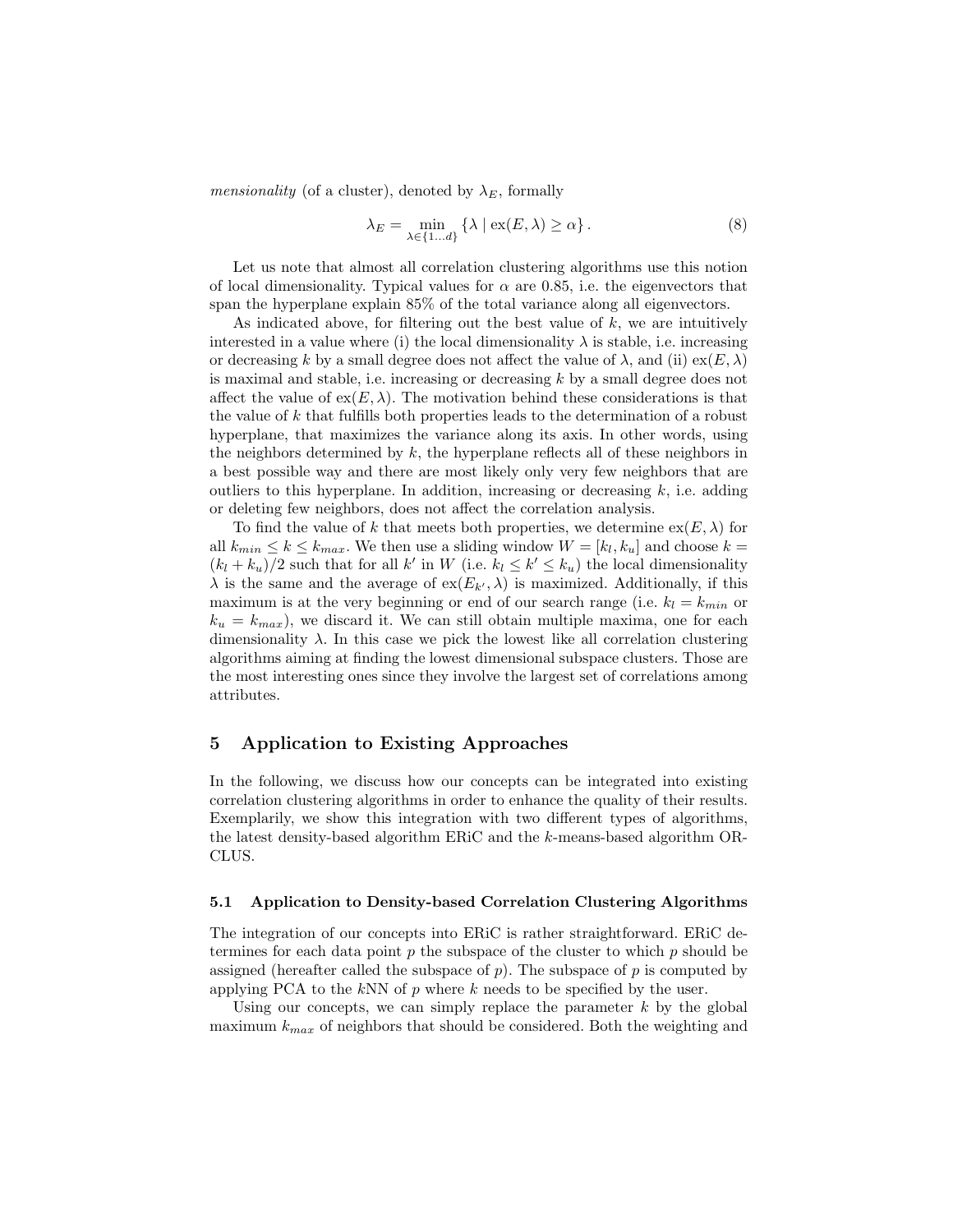*mensionality* (of a cluster), denoted by $\lambda_E$, formally

$$\lambda_E = \min_{\lambda \in \{1 \dots d\}} \{\lambda \mid \text{ex}(E, \lambda) \geq \alpha\}. \tag{8}$$

Let us note that almost all correlation clustering algorithms use this notion of local dimensionality. Typical values for $\alpha$ are 0.85, i.e. the eigenvectors that span the hyperplane explain 85% of the total variance along all eigenvectors.

As indicated above, for filtering out the best value of $k$, we are intuitively interested in a value where (i) the local dimensionality $\lambda$ is stable, i.e. increasing or decreasing $k$ by a small degree does not affect the value of $\lambda$, and (ii) $\text{ex}(E, \lambda)$ is maximal and stable, i.e. increasing or decreasing $k$ by a small degree does not affect the value of $\text{ex}(E, \lambda)$. The motivation behind these considerations is that the value of $k$ that fulfills both properties leads to the determination of a robust hyperplane, that maximizes the variance along its axis. In other words, using the neighbors determined by $k$, the hyperplane reflects all of these neighbors in a best possible way and there are most likely only very few neighbors that are outliers to this hyperplane. In addition, increasing or decreasing $k$, i.e. adding or deleting few neighbors, does not affect the correlation analysis.

To find the value of $k$ that meets both properties, we determine $\text{ex}(E, \lambda)$ for all $k_{min} \leq k \leq k_{max}$. We then use a sliding window $W = [k_l, k_u]$ and choose $k = (k_l + k_u)/2$ such that for all $k'$ in $W$ (i.e. $k_l \leq k' \leq k_u$) the local dimensionality $\lambda$ is the same and the average of $\text{ex}(E_{k'}, \lambda)$ is maximized. Additionally, if this maximum is at the very beginning or end of our search range (i.e. $k_l = k_{min}$ or $k_u = k_{max}$), we discard it. We can still obtain multiple maxima, one for each dimensionality $\lambda$. In this case we pick the lowest like all correlation clustering algorithms aiming at finding the lowest dimensional subspace clusters. Those are the most interesting ones since they involve the largest set of correlations among attributes.

## 5 Application to Existing Approaches

In the following, we discuss how our concepts can be integrated into existing correlation clustering algorithms in order to enhance the quality of their results. Exemplarily, we show this integration with two different types of algorithms, the latest density-based algorithm ERiC and the $k$-means-based algorithm ORCLUS.

### 5.1 Application to Density-based Correlation Clustering Algorithms

The integration of our concepts into ERiC is rather straightforward. ERiC determines for each data point $p$ the subspace of the cluster to which $p$ should be assigned (hereafter called the subspace of $p$). The subspace of $p$ is computed by applying PCA to the $k$NN of $p$ where $k$ needs to be specified by the user.

Using our concepts, we can simply replace the parameter $k$ by the global maximum $k_{max}$ of neighbors that should be considered. Both the weighting and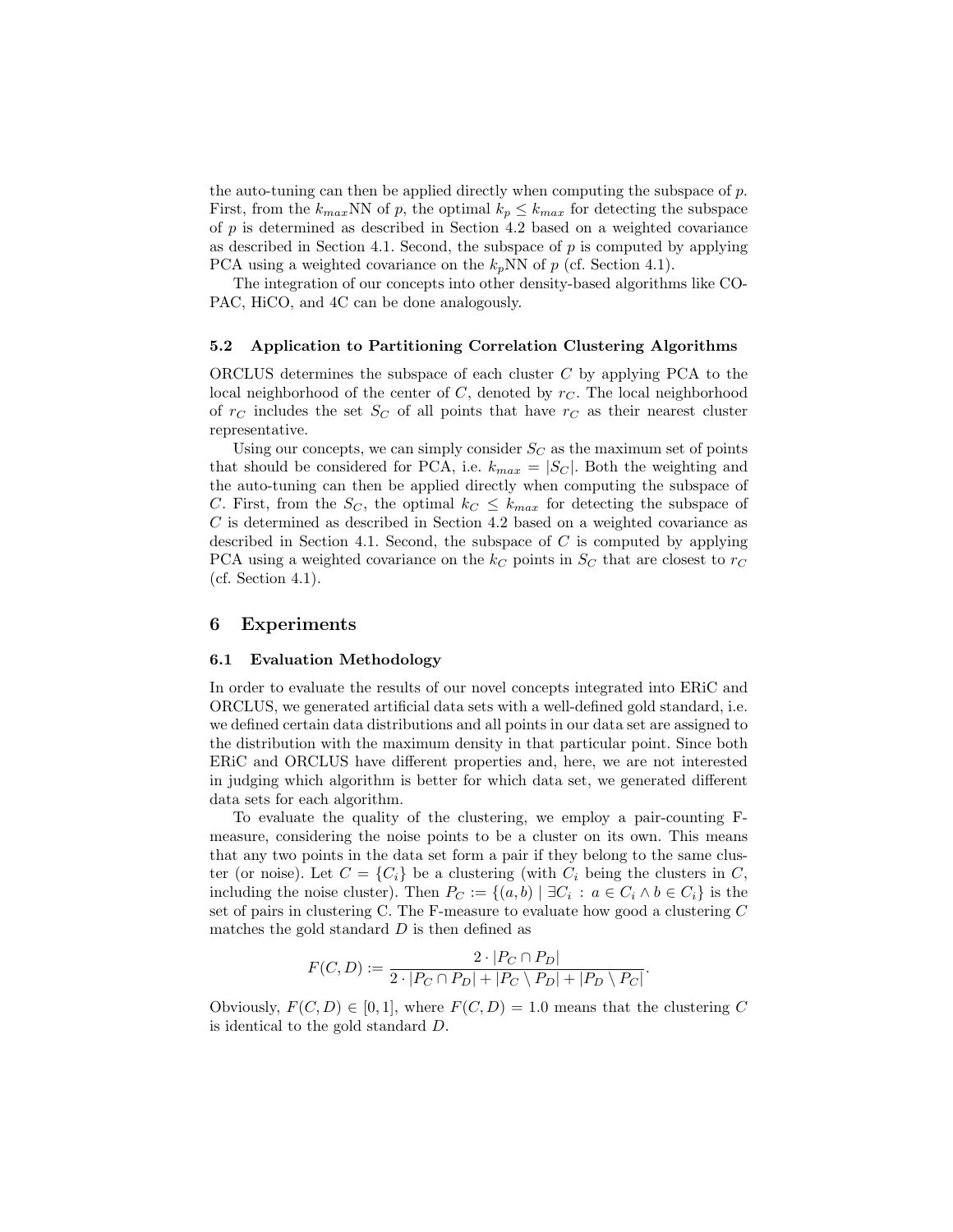the auto-tuning can then be applied directly when computing the subspace of $p$. First, from the $k_{max}$NN of $p$, the optimal $k_p \leq k_{max}$ for detecting the subspace of $p$ is determined as described in Section 4.2 based on a weighted covariance as described in Section 4.1. Second, the subspace of $p$ is computed by applying PCA using a weighted covariance on the $k_p$NN of $p$ (cf. Section 4.1).

The integration of our concepts into other density-based algorithms like COPAC, HiCO, and 4C can be done analogously.

### 5.2 Application to Partitioning Correlation Clustering Algorithms

ORCLUS determines the subspace of each cluster $C$ by applying PCA to the local neighborhood of the center of $C$, denoted by $r_C$. The local neighborhood of $r_C$ includes the set $S_C$ of all points that have $r_C$ as their nearest cluster representative.

Using our concepts, we can simply consider $S_C$ as the maximum set of points that should be considered for PCA, i.e. $k_{max} = |S_C|$. Both the weighting and the auto-tuning can then be applied directly when computing the subspace of $C$. First, from the $S_C$, the optimal $k_C \leq k_{max}$ for detecting the subspace of $C$ is determined as described in Section 4.2 based on a weighted covariance as described in Section 4.1. Second, the subspace of $C$ is computed by applying PCA using a weighted covariance on the $k_C$ points in $S_C$ that are closest to $r_C$ (cf. Section 4.1).

## 6 Experiments

### 6.1 Evaluation Methodology

In order to evaluate the results of our novel concepts integrated into ERiC and ORCLUS, we generated artificial data sets with a well-defined gold standard, i.e. we defined certain data distributions and all points in our data set are assigned to the distribution with the maximum density in that particular point. Since both ERiC and ORCLUS have different properties and, here, we are not interested in judging which algorithm is better for which data set, we generated different data sets for each algorithm.

To evaluate the quality of the clustering, we employ a pair-counting F-measure, considering the noise points to be a cluster on its own. This means that any two points in the data set form a pair if they belong to the same cluster (or noise). Let $C = \{C_i\}$ be a clustering (with $C_i$ being the clusters in $C$, including the noise cluster). Then $P_C := \{(a, b) \mid \exists C_i : a \in C_i \wedge b \in C_i\}$ is the set of pairs in clustering C. The F-measure to evaluate how good a clustering $C$ matches the gold standard $D$ is then defined as

$$F(C, D) := \frac{2 \cdot |P_C \cap P_D|}{2 \cdot |P_C \cap P_D| + |P_C \setminus P_D| + |P_D \setminus P_C|}.$$

Obviously, $F(C, D) \in [0, 1]$, where $F(C, D) = 1.0$ means that the clustering $C$ is identical to the gold standard $D$.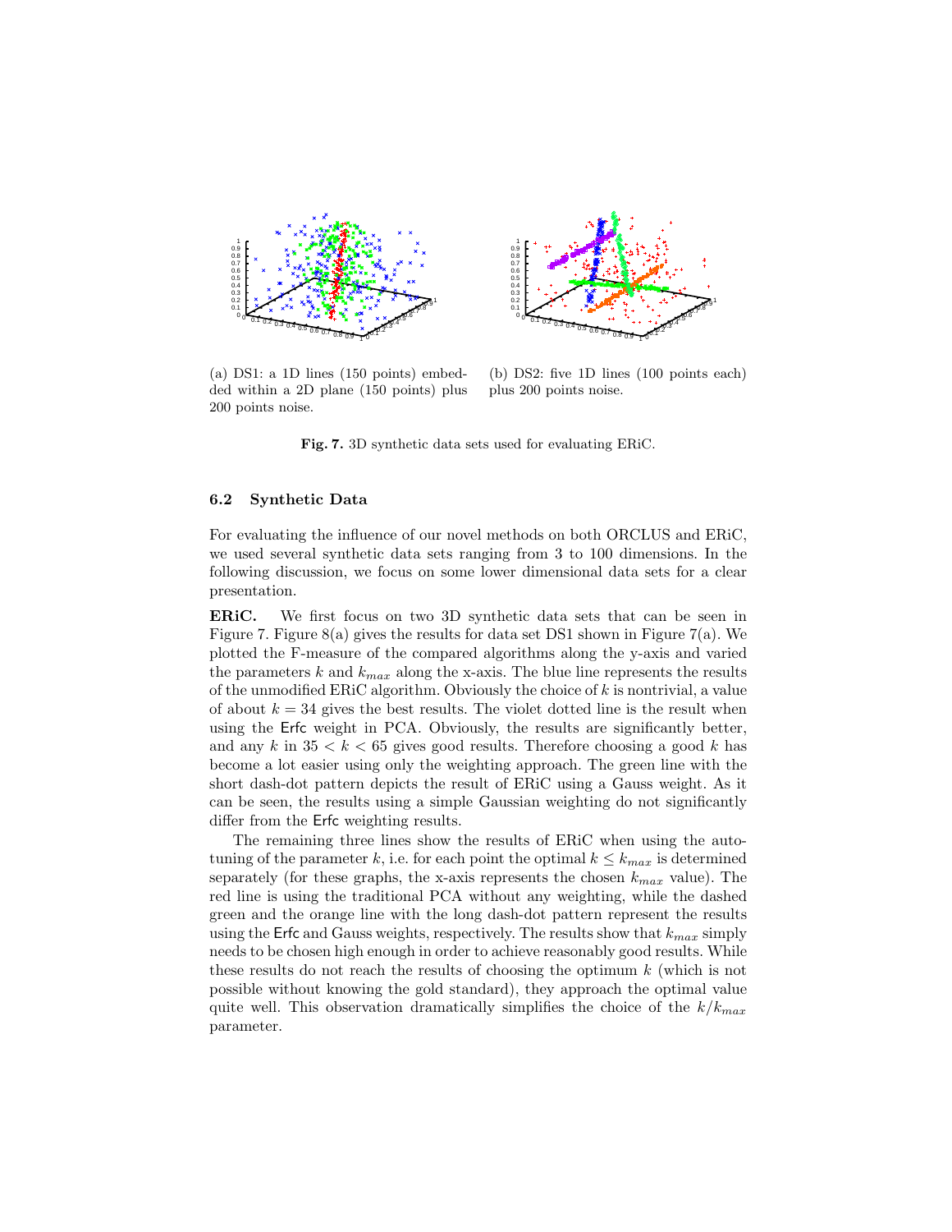(a) DS1: a 1D lines (150 points) embedded within a 2D plane (150 points) plus 200 points noise.

(b) DS2: five 1D lines (100 points each) plus 200 points noise.

**Fig. 7.** 3D synthetic data sets used for evaluating ERiC.

### 6.2 Synthetic Data

For evaluating the influence of our novel methods on both ORCLUS and ERiC, we used several synthetic data sets ranging from 3 to 100 dimensions. In the following discussion, we focus on some lower dimensional data sets for a clear presentation.

**ERiC.** We first focus on two 3D synthetic data sets that can be seen in Figure 7. Figure 8(a) gives the results for data set DS1 shown in Figure 7(a). We plotted the F-measure of the compared algorithms along the y-axis and varied the parameters $k$ and $k_{max}$ along the x-axis. The blue line represents the results of the unmodified ERiC algorithm. Obviously the choice of $k$ is nontrivial, a value of about $k = 34$ gives the best results. The violet dotted line is the result when using the Erfc weight in PCA. Obviously, the results are significantly better, and any $k$ in $35 < k < 65$ gives good results. Therefore choosing a good $k$ has become a lot easier using only the weighting approach. The green line with the short dash-dot pattern depicts the result of ERiC using a Gauss weight. As it can be seen, the results using a simple Gaussian weighting do not significantly differ from the Erfc weighting results.

The remaining three lines show the results of ERiC when using the auto-tuning of the parameter $k$, i.e. for each point the optimal $k \leq k_{max}$ is determined separately (for these graphs, the x-axis represents the chosen $k_{max}$ value). The red line is using the traditional PCA without any weighting, while the dashed green and the orange line with the long dash-dot pattern represent the results using the Erfc and Gauss weights, respectively. The results show that $k_{max}$ simply needs to be chosen high enough in order to achieve reasonably good results. While these results do not reach the results of choosing the optimum $k$ (which is not possible without knowing the gold standard), they approach the optimal value quite well. This observation dramatically simplifies the choice of the $k/k_{max}$ parameter.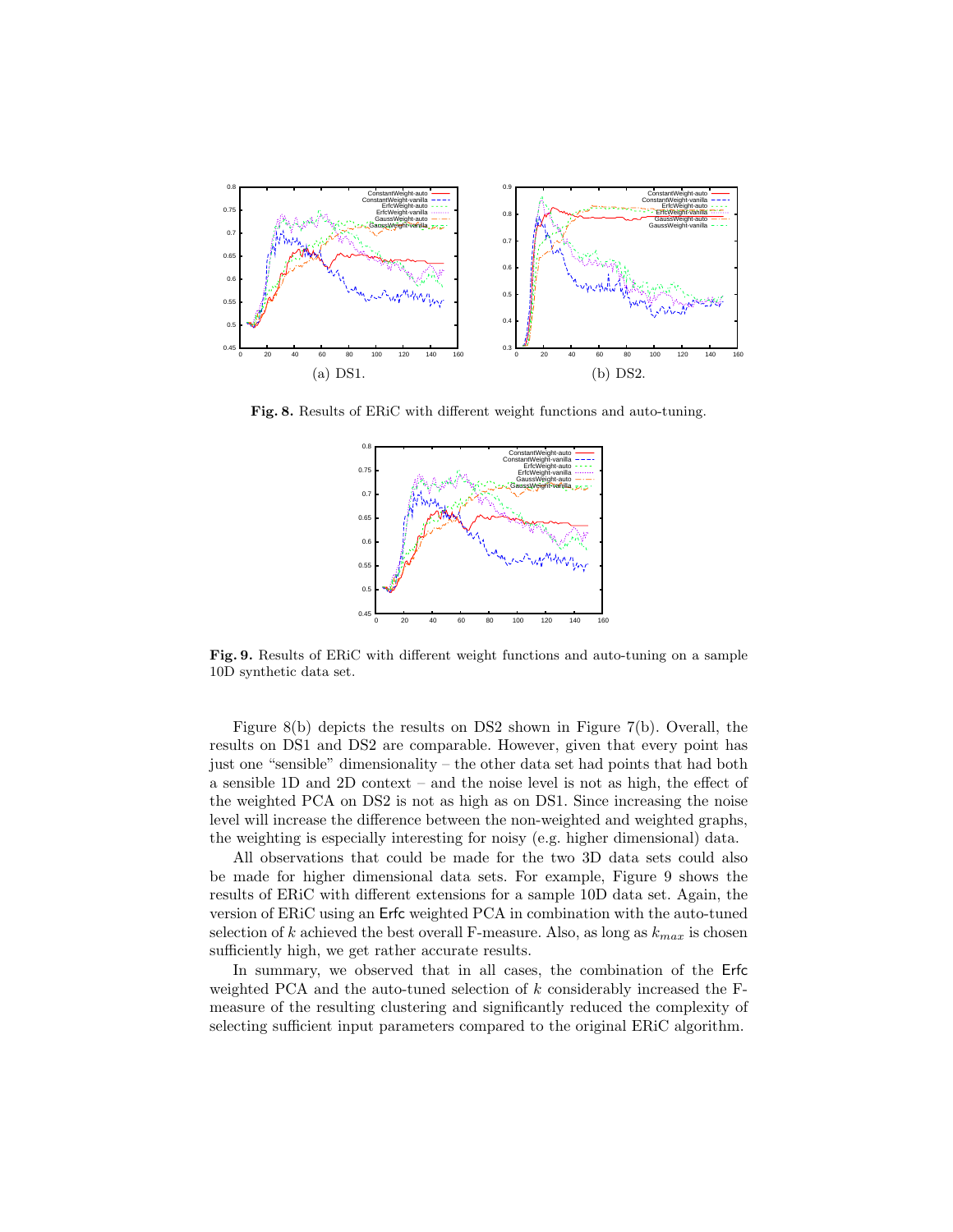(a) DS1.

(b) DS2.

**Fig. 8.** Results of ERiC with different weight functions and auto-tuning.

**Fig. 9.** Results of ERiC with different weight functions and auto-tuning on a sample 10D synthetic data set.

Figure 8(b) depicts the results on DS2 shown in Figure 7(b). Overall, the results on DS1 and DS2 are comparable. However, given that every point has just one "sensible" dimensionality – the other data set had points that had both a sensible 1D and 2D context – and the noise level is not as high, the effect of the weighted PCA on DS2 is not as high as on DS1. Since increasing the noise level will increase the difference between the non-weighted and weighted graphs, the weighting is especially interesting for noisy (e.g. higher dimensional) data.

All observations that could be made for the two 3D data sets could also be made for higher dimensional data sets. For example, Figure 9 shows the results of ERiC with different extensions for a sample 10D data set. Again, the version of ERiC using an Erfc weighted PCA in combination with the auto-tuned selection of $k$ achieved the best overall F-measure. Also, as long as $k_{max}$ is chosen sufficiently high, we get rather accurate results.

In summary, we observed that in all cases, the combination of the Erfc weighted PCA and the auto-tuned selection of $k$ considerably increased the F-measure of the resulting clustering and significantly reduced the complexity of selecting sufficient input parameters compared to the original ERiC algorithm.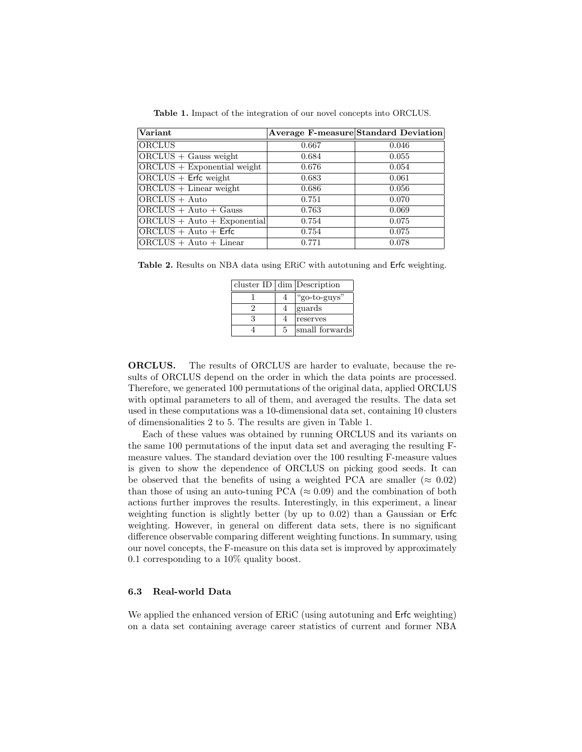**Table 1.** Impact of the integration of our novel concepts into ORCLUS.

| Variant | Average F-measure | Standard Deviation |
|---|---|---|
| ORCLUS | 0.667 | 0.046 |
| ORCLUS + Gauss weight | 0.684 | 0.055 |
| ORCLUS + Exponential weight | 0.676 | 0.054 |
| ORCLUS + Erfc weight | 0.683 | 0.061 |
| ORCLUS + Linear weight | 0.686 | 0.056 |
| ORCLUS + Auto | 0.751 | 0.070 |
| ORCLUS + Auto + Gauss | 0.763 | 0.069 |
| ORCLUS + Auto + Exponential | 0.754 | 0.075 |
| ORCLUS + Auto + Erfc | 0.754 | 0.075 |
| ORCLUS + Auto + Linear | 0.771 | 0.078 |

**Table 2.** Results on NBA data using ERiC with autotuning and Erfc weighting.

| cluster ID | dim | Description |
|---|---|---|
| 1 | 4 | "go-to-guys" |
| 2 | 4 | guards |
| 3 | 4 | reserves |
| 4 | 5 | small forwards |

**ORCLUS.** The results of ORCLUS are harder to evaluate, because the results of ORCLUS depend on the order in which the data points are processed. Therefore, we generated 100 permutations of the original data, applied ORCLUS with optimal parameters to all of them, and averaged the results. The data set used in these computations was a 10-dimensional data set, containing 10 clusters of dimensionalities 2 to 5. The results are given in Table 1.

Each of these values was obtained by running ORCLUS and its variants on the same 100 permutations of the input data set and averaging the resulting F-measure values. The standard deviation over the 100 resulting F-measure values is given to show the dependence of ORCLUS on picking good seeds. It can be observed that the benefits of using a weighted PCA are smaller ($\approx 0.02$) than those of using an auto-tuning PCA ($\approx 0.09$) and the combination of both actions further improves the results. Interestingly, in this experiment, a linear weighting function is slightly better (by up to 0.02) than a Gaussian or Erfc weighting. However, in general on different data sets, there is no significant difference observable comparing different weighting functions. In summary, using our novel concepts, the F-measure on this data set is improved by approximately 0.1 corresponding to a 10% quality boost.

### 6.3 Real-world Data

We applied the enhanced version of ERiC (using autotuning and Erfc weighting) on a data set containing average career statistics of current and former NBA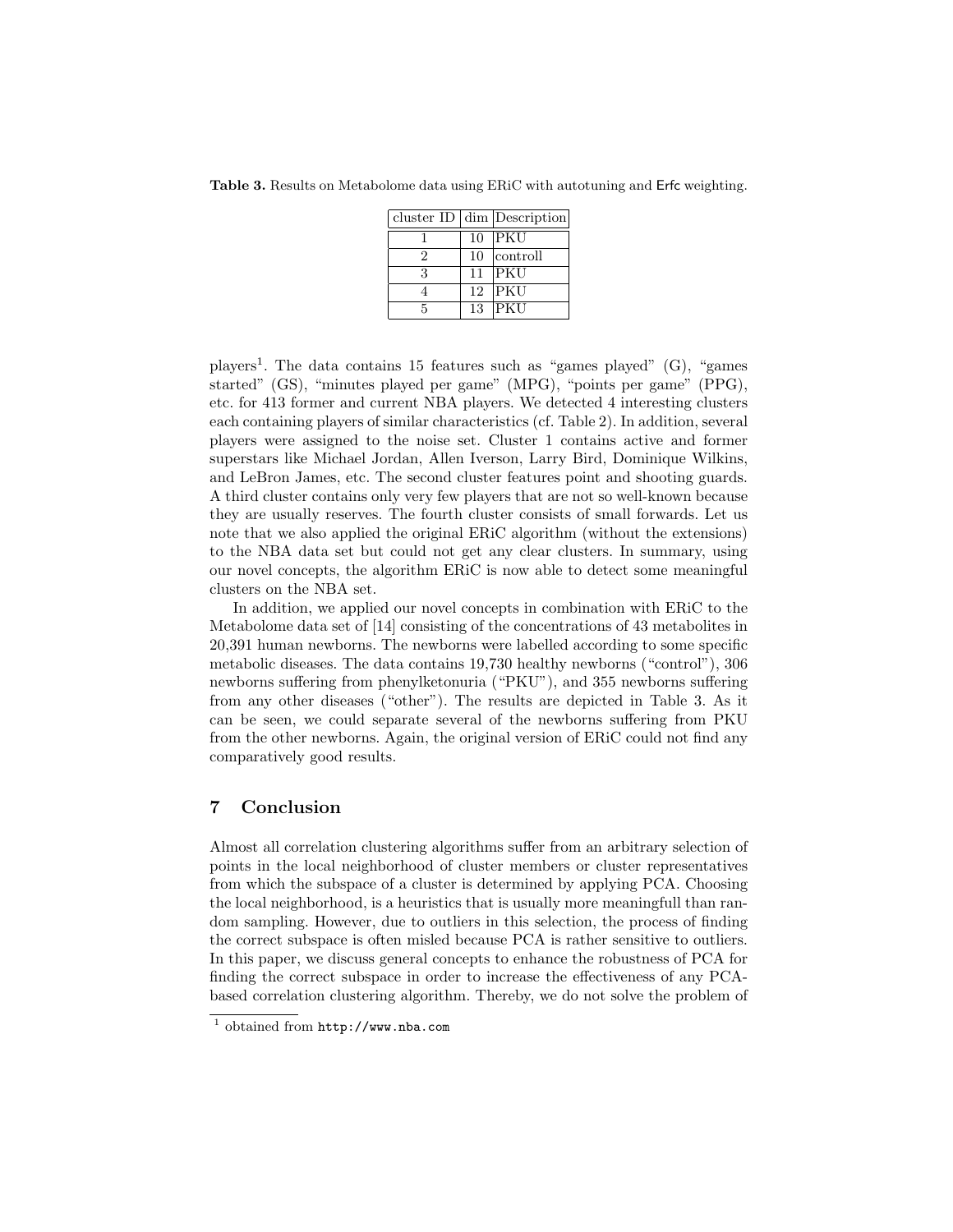**Table 3.** Results on Metabolome data using ERiC with autotuning and Erfc weighting.

| cluster ID | dim | Description |
|---|---|---|
| 1 | 10 | PKU |
| 2 | 10 | controll |
| 3 | 11 | PKU |
| 4 | 12 | PKU |
| 5 | 13 | PKU |

players[1]. The data contains 15 features such as "games played" (G), "games started" (GS), "minutes played per game" (MPG), "points per game" (PPG), etc. for 413 former and current NBA players. We detected 4 interesting clusters each containing players of similar characteristics (cf. Table 2). In addition, several players were assigned to the noise set. Cluster 1 contains active and former superstars like Michael Jordan, Allen Iverson, Larry Bird, Dominique Wilkins, and LeBron James, etc. The second cluster features point and shooting guards. A third cluster contains only very few players that are not so well-known because they are usually reserves. The fourth cluster consists of small forwards. Let us note that we also applied the original ERiC algorithm (without the extensions) to the NBA data set but could not get any clear clusters. In summary, using our novel concepts, the algorithm ERiC is now able to detect some meaningful clusters on the NBA set.

In addition, we applied our novel concepts in combination with ERiC to the Metabolome data set of [14] consisting of the concentrations of 43 metabolites in 20,391 human newborns. The newborns were labelled according to some specific metabolic diseases. The data contains 19,730 healthy newborns ("control"), 306 newborns suffering from phenylketonuria ("PKU"), and 355 newborns suffering from any other diseases ("other"). The results are depicted in Table 3. As it can be seen, we could separate several of the newborns suffering from PKU from the other newborns. Again, the original version of ERiC could not find any comparatively good results.

## 7 Conclusion

Almost all correlation clustering algorithms suffer from an arbitrary selection of points in the local neighborhood of cluster members or cluster representatives from which the subspace of a cluster is determined by applying PCA. Choosing the local neighborhood, is a heuristics that is usually more meaningfull than random sampling. However, due to outliers in this selection, the process of finding the correct subspace is often misled because PCA is rather sensitive to outliers. In this paper, we discuss general concepts to enhance the robustness of PCA for finding the correct subspace in order to increase the effectiveness of any PCA-based correlation clustering algorithm. Thereby, we do not solve the problem of

---

[1] obtained from `http://www.nba.com`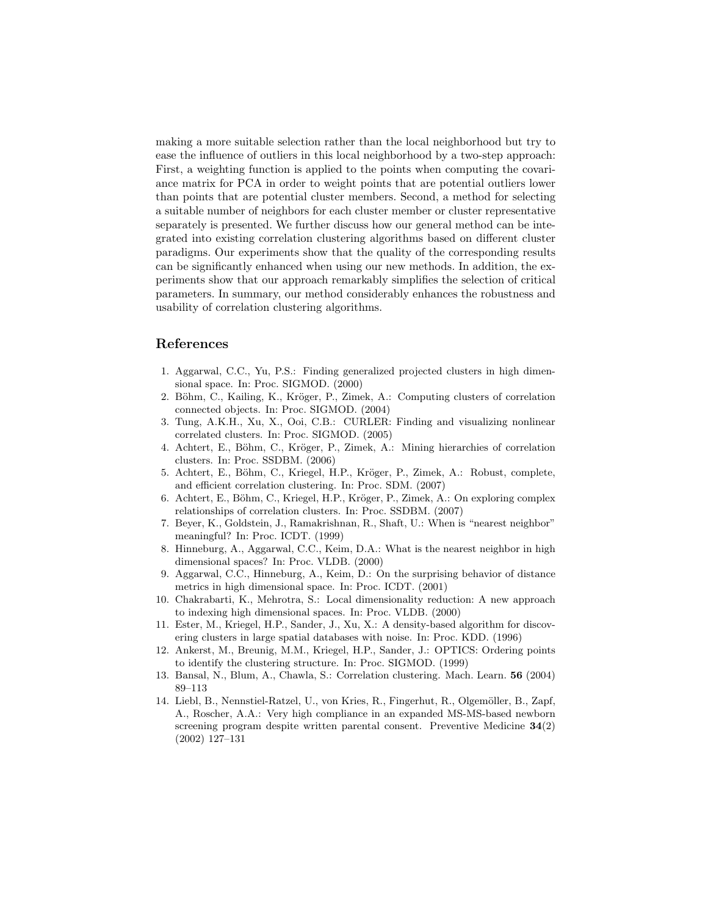making a more suitable selection rather than the local neighborhood but try to ease the influence of outliers in this local neighborhood by a two-step approach: First, a weighting function is applied to the points when computing the covariance matrix for PCA in order to weight points that are potential outliers lower than points that are potential cluster members. Second, a method for selecting a suitable number of neighbors for each cluster member or cluster representative separately is presented. We further discuss how our general method can be integrated into existing correlation clustering algorithms based on different cluster paradigms. Our experiments show that the quality of the corresponding results can be significantly enhanced when using our new methods. In addition, the experiments show that our approach remarkably simplifies the selection of critical parameters. In summary, our method considerably enhances the robustness and usability of correlation clustering algorithms.

## References

1. Aggarwal, C.C., Yu, P.S.: Finding generalized projected clusters in high dimensional space. In: Proc. SIGMOD. (2000)
2. Böhm, C., Kailing, K., Kröger, P., Zimek, A.: Computing clusters of correlation connected objects. In: Proc. SIGMOD. (2004)
3. Tung, A.K.H., Xu, X., Ooi, C.B.: CURLER: Finding and visualizing nonlinear correlated clusters. In: Proc. SIGMOD. (2005)
4. Achtert, E., Böhm, C., Kröger, P., Zimek, A.: Mining hierarchies of correlation clusters. In: Proc. SSDBM. (2006)
5. Achtert, E., Böhm, C., Kriegel, H.P., Kröger, P., Zimek, A.: Robust, complete, and efficient correlation clustering. In: Proc. SDM. (2007)
6. Achtert, E., Böhm, C., Kriegel, H.P., Kröger, P., Zimek, A.: On exploring complex relationships of correlation clusters. In: Proc. SSDBM. (2007)
7. Beyer, K., Goldstein, J., Ramakrishnan, R., Shaft, U.: When is "nearest neighbor" meaningful? In: Proc. ICDT. (1999)
8. Hinneburg, A., Aggarwal, C.C., Keim, D.A.: What is the nearest neighbor in high dimensional spaces? In: Proc. VLDB. (2000)
9. Aggarwal, C.C., Hinneburg, A., Keim, D.: On the surprising behavior of distance metrics in high dimensional space. In: Proc. ICDT. (2001)
10. Chakrabarti, K., Mehrotra, S.: Local dimensionality reduction: A new approach to indexing high dimensional spaces. In: Proc. VLDB. (2000)
11. Ester, M., Kriegel, H.P., Sander, J., Xu, X.: A density-based algorithm for discovering clusters in large spatial databases with noise. In: Proc. KDD. (1996)
12. Ankerst, M., Breunig, M.M., Kriegel, H.P., Sander, J.: OPTICS: Ordering points to identify the clustering structure. In: Proc. SIGMOD. (1999)
13. Bansal, N., Blum, A., Chawla, S.: Correlation clustering. Mach. Learn. **56** (2004) 89–113
14. Liebl, B., Nennstiel-Ratzel, U., von Kries, R., Fingerhut, R., Olgemöller, B., Zapf, A., Roscher, A.A.: Very high compliance in an expanded MS-MS-based newborn screening program despite written parental consent. Preventive Medicine **34**(2) (2002) 127–131